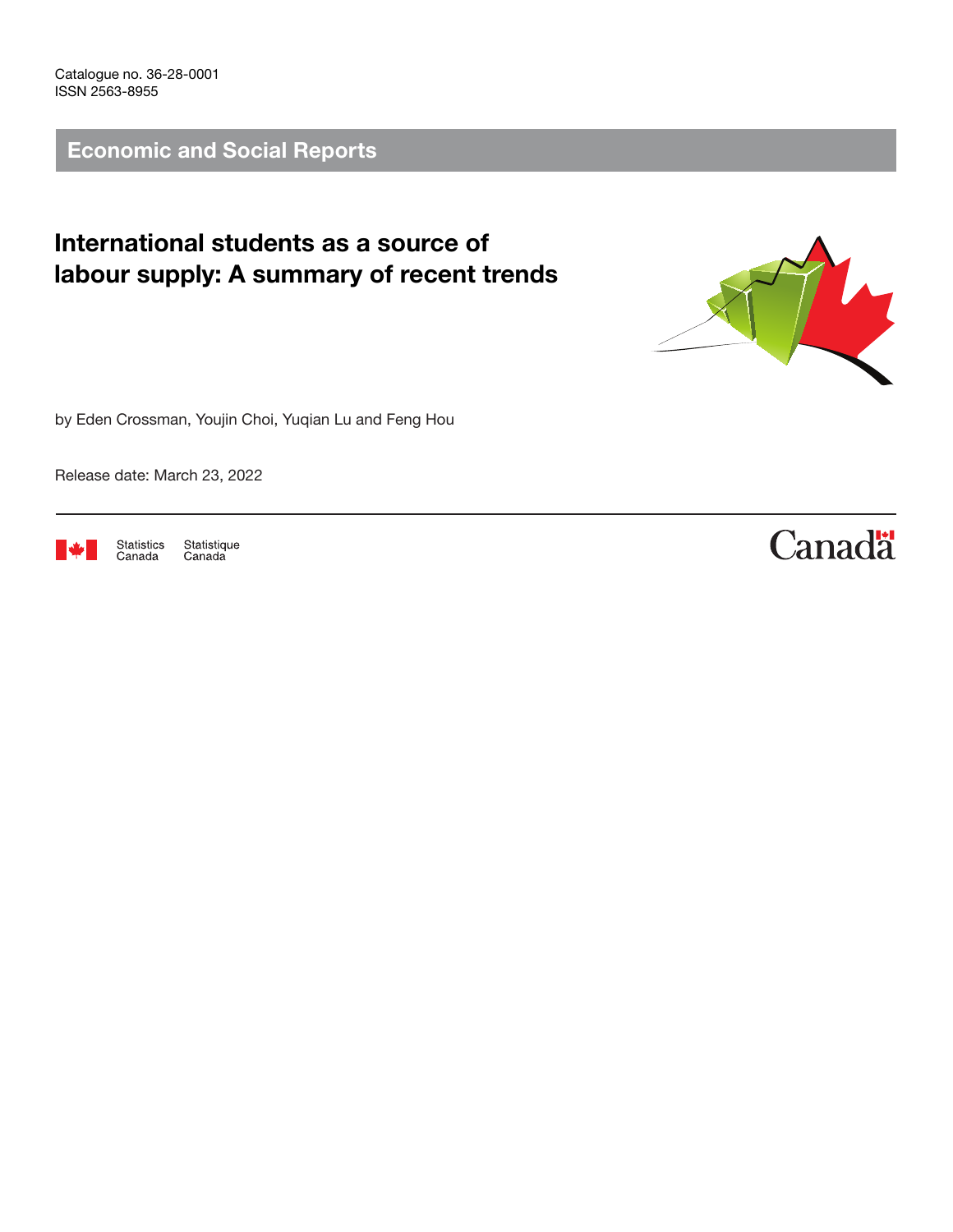Catalogue no. 36-28-0001
ISSN 2563-8955

## Economic and Social Reports

# International students as a source of labour supply: A summary of recent trends

by Eden Crossman, Youjin Choi, Yuqian Lu and Feng Hou

Release date: March 23, 2022

Statistics Canada Statistique Canada

Canada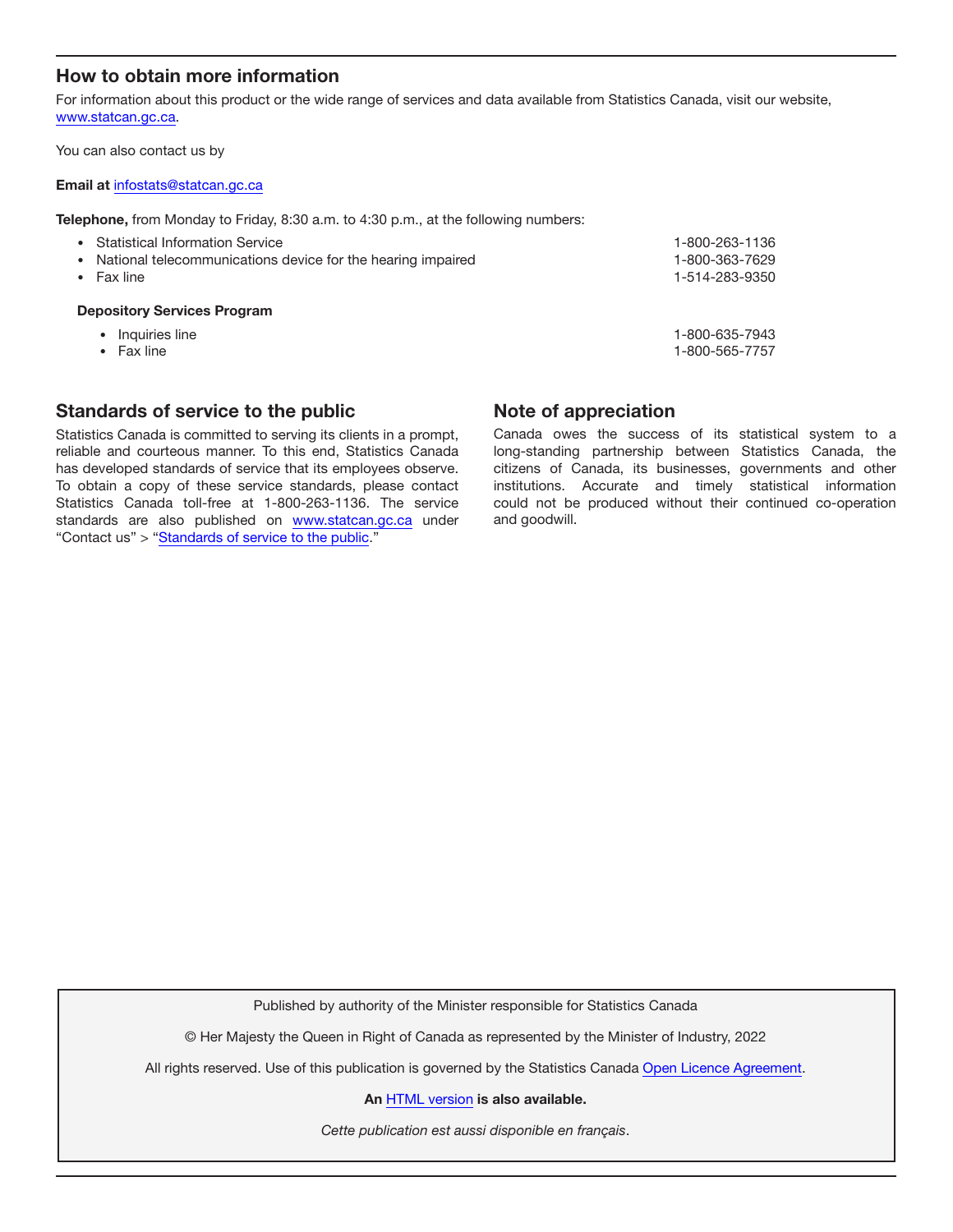## How to obtain more information

For information about this product or the wide range of services and data available from Statistics Canada, visit our website, www.statcan.gc.ca.

You can also contact us by

**Email at** infostats@statcan.gc.ca

**Telephone,** from Monday to Friday, 8:30 a.m. to 4:30 p.m., at the following numbers:

- Statistical Information Service 1-800-263-1136
- National telecommunications device for the hearing impaired 1-800-363-7629
- Fax line 1-514-283-9350

**Depository Services Program**

- Inquiries line 1-800-635-7943
- Fax line 1-800-565-7757

## Standards of service to the public

Statistics Canada is committed to serving its clients in a prompt, reliable and courteous manner. To this end, Statistics Canada has developed standards of service that its employees observe. To obtain a copy of these service standards, please contact Statistics Canada toll-free at 1-800-263-1136. The service standards are also published on www.statcan.gc.ca under "Contact us" > "Standards of service to the public."

## Note of appreciation

Canada owes the success of its statistical system to a long-standing partnership between Statistics Canada, the citizens of Canada, its businesses, governments and other institutions. Accurate and timely statistical information could not be produced without their continued co-operation and goodwill.

Published by authority of the Minister responsible for Statistics Canada

© Her Majesty the Queen in Right of Canada as represented by the Minister of Industry, 2022

All rights reserved. Use of this publication is governed by the Statistics Canada Open Licence Agreement.

**An HTML version is also available.**

*Cette publication est aussi disponible en français*.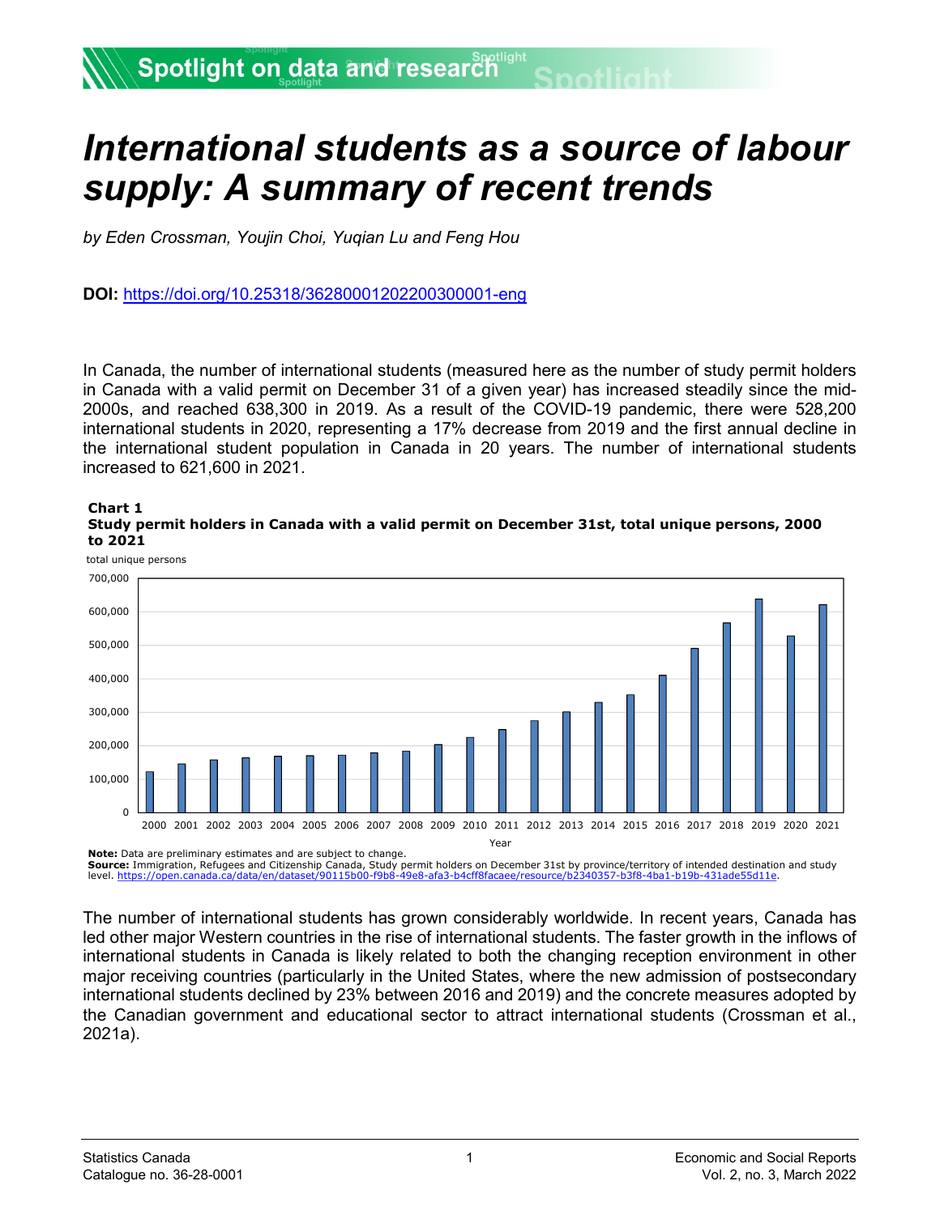# *International students as a source of labour supply: A summary of recent trends*

*by Eden Crossman, Youjin Choi, Yuqian Lu and Feng Hou*

**DOI:** https://doi.org/10.25318/36280001202200300001-eng

In Canada, the number of international students (measured here as the number of study permit holders in Canada with a valid permit on December 31 of a given year) has increased steadily since the mid-2000s, and reached 638,300 in 2019. As a result of the COVID-19 pandemic, there were 528,200 international students in 2020, representing a 17% decrease from 2019 and the first annual decline in the international student population in Canada in 20 years. The number of international students increased to 621,600 in 2021.

**Chart 1**
**Study permit holders in Canada with a valid permit on December 31st, total unique persons, 2000 to 2021**

**Note:** Data are preliminary estimates and are subject to change.
**Source:** Immigration, Refugees and Citizenship Canada, Study permit holders on December 31st by province/territory of intended destination and study level. https://open.canada.ca/data/en/dataset/90115b00-f9b8-49e8-afa3-b4cff8facaee/resource/b2340357-b3f8-4ba1-b19b-431ade55d11e.

The number of international students has grown considerably worldwide. In recent years, Canada has led other major Western countries in the rise of international students. The faster growth in the inflows of international students in Canada is likely related to both the changing reception environment in other major receiving countries (particularly in the United States, where the new admission of postsecondary international students declined by 23% between 2016 and 2019) and the concrete measures adopted by the Canadian government and educational sector to attract international students (Crossman et al., 2021a).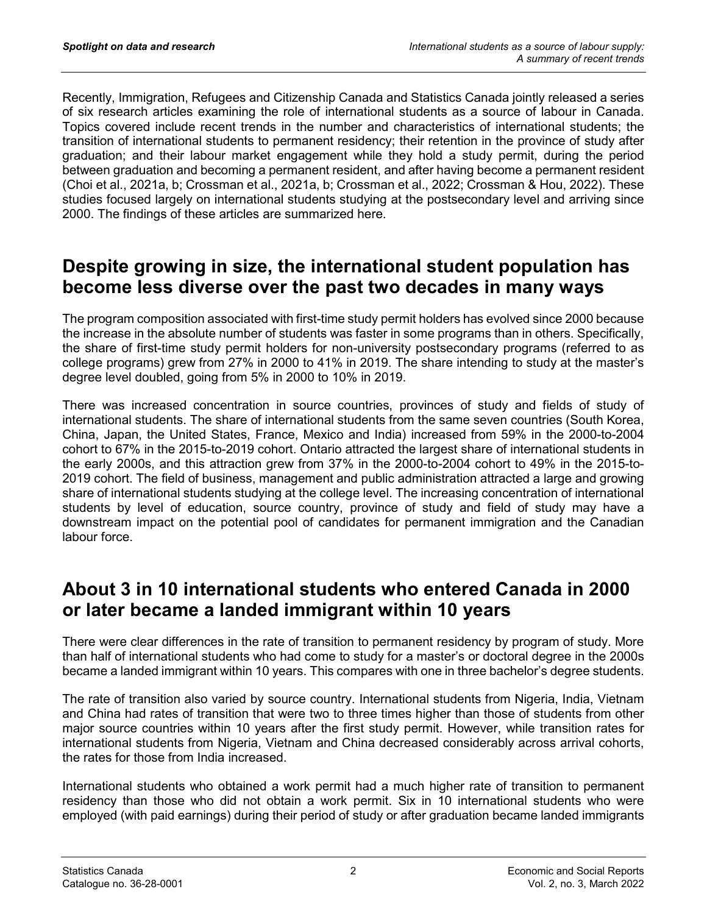Recently, Immigration, Refugees and Citizenship Canada and Statistics Canada jointly released a series of six research articles examining the role of international students as a source of labour in Canada. Topics covered include recent trends in the number and characteristics of international students; the transition of international students to permanent residency; their retention in the province of study after graduation; and their labour market engagement while they hold a study permit, during the period between graduation and becoming a permanent resident, and after having become a permanent resident (Choi et al., 2021a, b; Crossman et al., 2021a, b; Crossman et al., 2022; Crossman & Hou, 2022). These studies focused largely on international students studying at the postsecondary level and arriving since 2000. The findings of these articles are summarized here.

## Despite growing in size, the international student population has become less diverse over the past two decades in many ways

The program composition associated with first-time study permit holders has evolved since 2000 because the increase in the absolute number of students was faster in some programs than in others. Specifically, the share of first-time study permit holders for non-university postsecondary programs (referred to as college programs) grew from 27% in 2000 to 41% in 2019. The share intending to study at the master's degree level doubled, going from 5% in 2000 to 10% in 2019.

There was increased concentration in source countries, provinces of study and fields of study of international students. The share of international students from the same seven countries (South Korea, China, Japan, the United States, France, Mexico and India) increased from 59% in the 2000-to-2004 cohort to 67% in the 2015-to-2019 cohort. Ontario attracted the largest share of international students in the early 2000s, and this attraction grew from 37% in the 2000-to-2004 cohort to 49% in the 2015-to-2019 cohort. The field of business, management and public administration attracted a large and growing share of international students studying at the college level. The increasing concentration of international students by level of education, source country, province of study and field of study may have a downstream impact on the potential pool of candidates for permanent immigration and the Canadian labour force.

## About 3 in 10 international students who entered Canada in 2000 or later became a landed immigrant within 10 years

There were clear differences in the rate of transition to permanent residency by program of study. More than half of international students who had come to study for a master's or doctoral degree in the 2000s became a landed immigrant within 10 years. This compares with one in three bachelor's degree students.

The rate of transition also varied by source country. International students from Nigeria, India, Vietnam and China had rates of transition that were two to three times higher than those of students from other major source countries within 10 years after the first study permit. However, while transition rates for international students from Nigeria, Vietnam and China decreased considerably across arrival cohorts, the rates for those from India increased.

International students who obtained a work permit had a much higher rate of transition to permanent residency than those who did not obtain a work permit. Six in 10 international students who were employed (with paid earnings) during their period of study or after graduation became landed immigrants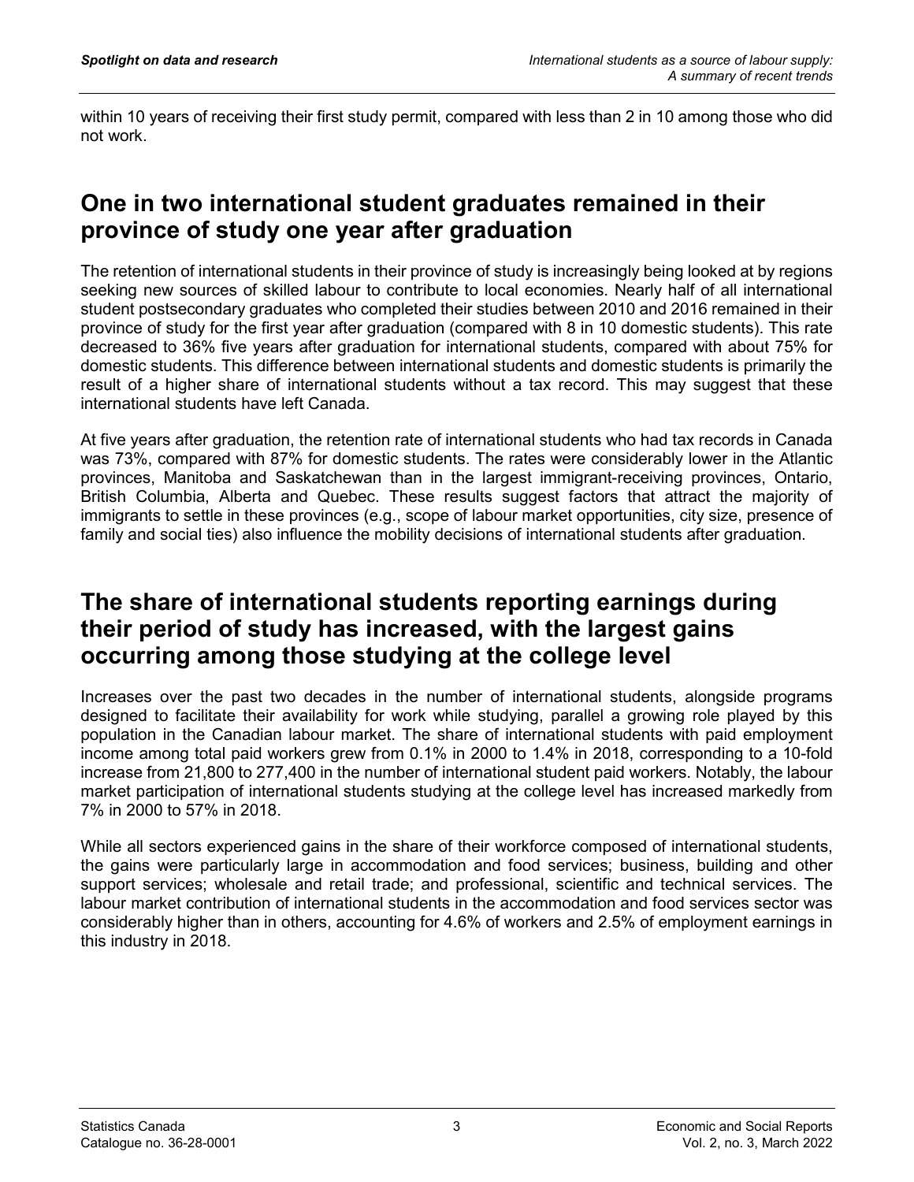within 10 years of receiving their first study permit, compared with less than 2 in 10 among those who did not work.

## One in two international student graduates remained in their province of study one year after graduation

The retention of international students in their province of study is increasingly being looked at by regions seeking new sources of skilled labour to contribute to local economies. Nearly half of all international student postsecondary graduates who completed their studies between 2010 and 2016 remained in their province of study for the first year after graduation (compared with 8 in 10 domestic students). This rate decreased to 36% five years after graduation for international students, compared with about 75% for domestic students. This difference between international students and domestic students is primarily the result of a higher share of international students without a tax record. This may suggest that these international students have left Canada.

At five years after graduation, the retention rate of international students who had tax records in Canada was 73%, compared with 87% for domestic students. The rates were considerably lower in the Atlantic provinces, Manitoba and Saskatchewan than in the largest immigrant-receiving provinces, Ontario, British Columbia, Alberta and Quebec. These results suggest factors that attract the majority of immigrants to settle in these provinces (e.g., scope of labour market opportunities, city size, presence of family and social ties) also influence the mobility decisions of international students after graduation.

## The share of international students reporting earnings during their period of study has increased, with the largest gains occurring among those studying at the college level

Increases over the past two decades in the number of international students, alongside programs designed to facilitate their availability for work while studying, parallel a growing role played by this population in the Canadian labour market. The share of international students with paid employment income among total paid workers grew from 0.1% in 2000 to 1.4% in 2018, corresponding to a 10-fold increase from 21,800 to 277,400 in the number of international student paid workers. Notably, the labour market participation of international students studying at the college level has increased markedly from 7% in 2000 to 57% in 2018.

While all sectors experienced gains in the share of their workforce composed of international students, the gains were particularly large in accommodation and food services; business, building and other support services; wholesale and retail trade; and professional, scientific and technical services. The labour market contribution of international students in the accommodation and food services sector was considerably higher than in others, accounting for 4.6% of workers and 2.5% of employment earnings in this industry in 2018.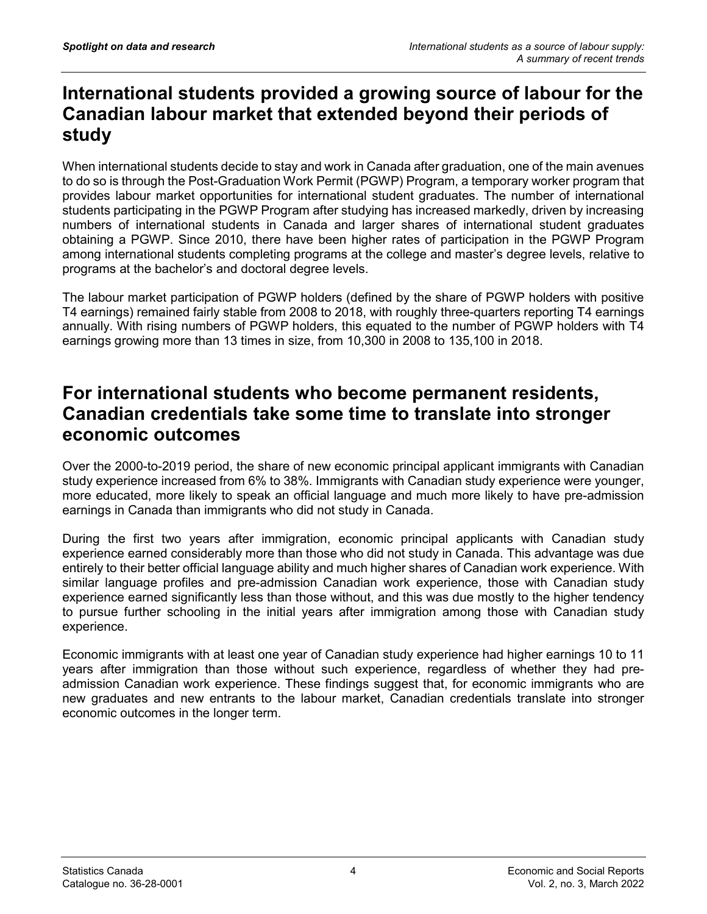## International students provided a growing source of labour for the Canadian labour market that extended beyond their periods of study

When international students decide to stay and work in Canada after graduation, one of the main avenues to do so is through the Post-Graduation Work Permit (PGWP) Program, a temporary worker program that provides labour market opportunities for international student graduates. The number of international students participating in the PGWP Program after studying has increased markedly, driven by increasing numbers of international students in Canada and larger shares of international student graduates obtaining a PGWP. Since 2010, there have been higher rates of participation in the PGWP Program among international students completing programs at the college and master's degree levels, relative to programs at the bachelor's and doctoral degree levels.

The labour market participation of PGWP holders (defined by the share of PGWP holders with positive T4 earnings) remained fairly stable from 2008 to 2018, with roughly three-quarters reporting T4 earnings annually. With rising numbers of PGWP holders, this equated to the number of PGWP holders with T4 earnings growing more than 13 times in size, from 10,300 in 2008 to 135,100 in 2018.

## For international students who become permanent residents, Canadian credentials take some time to translate into stronger economic outcomes

Over the 2000-to-2019 period, the share of new economic principal applicant immigrants with Canadian study experience increased from 6% to 38%. Immigrants with Canadian study experience were younger, more educated, more likely to speak an official language and much more likely to have pre-admission earnings in Canada than immigrants who did not study in Canada.

During the first two years after immigration, economic principal applicants with Canadian study experience earned considerably more than those who did not study in Canada. This advantage was due entirely to their better official language ability and much higher shares of Canadian work experience. With similar language profiles and pre-admission Canadian work experience, those with Canadian study experience earned significantly less than those without, and this was due mostly to the higher tendency to pursue further schooling in the initial years after immigration among those with Canadian study experience.

Economic immigrants with at least one year of Canadian study experience had higher earnings 10 to 11 years after immigration than those without such experience, regardless of whether they had pre-admission Canadian work experience. These findings suggest that, for economic immigrants who are new graduates and new entrants to the labour market, Canadian credentials translate into stronger economic outcomes in the longer term.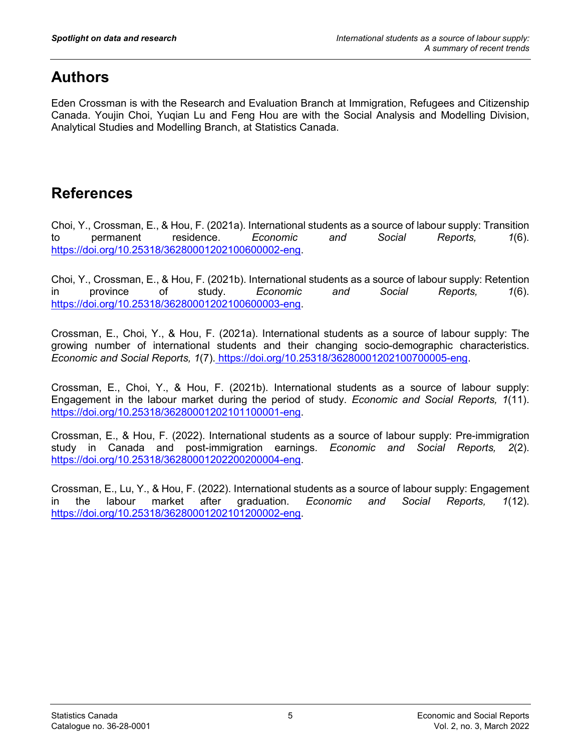## Authors

Eden Crossman is with the Research and Evaluation Branch at Immigration, Refugees and Citizenship Canada. Youjin Choi, Yuqian Lu and Feng Hou are with the Social Analysis and Modelling Division, Analytical Studies and Modelling Branch, at Statistics Canada.

## References

Choi, Y., Crossman, E., & Hou, F. (2021a). International students as a source of labour supply: Transition to permanent residence. *Economic and Social Reports, 1*(6). https://doi.org/10.25318/36280001202100600002-eng.

Choi, Y., Crossman, E., & Hou, F. (2021b). International students as a source of labour supply: Retention in province of study. *Economic and Social Reports, 1*(6). https://doi.org/10.25318/36280001202100600003-eng.

Crossman, E., Choi, Y., & Hou, F. (2021a). International students as a source of labour supply: The growing number of international students and their changing socio-demographic characteristics. *Economic and Social Reports, 1*(7). https://doi.org/10.25318/36280001202100700005-eng.

Crossman, E., Choi, Y., & Hou, F. (2021b). International students as a source of labour supply: Engagement in the labour market during the period of study. *Economic and Social Reports, 1*(11). https://doi.org/10.25318/36280001202101100001-eng.

Crossman, E., & Hou, F. (2022). International students as a source of labour supply: Pre-immigration study in Canada and post-immigration earnings. *Economic and Social Reports, 2*(2). https://doi.org/10.25318/36280001202200200004-eng.

Crossman, E., Lu, Y., & Hou, F. (2022). International students as a source of labour supply: Engagement in the labour market after graduation. *Economic and Social Reports, 1*(12). https://doi.org/10.25318/36280001202101200002-eng.